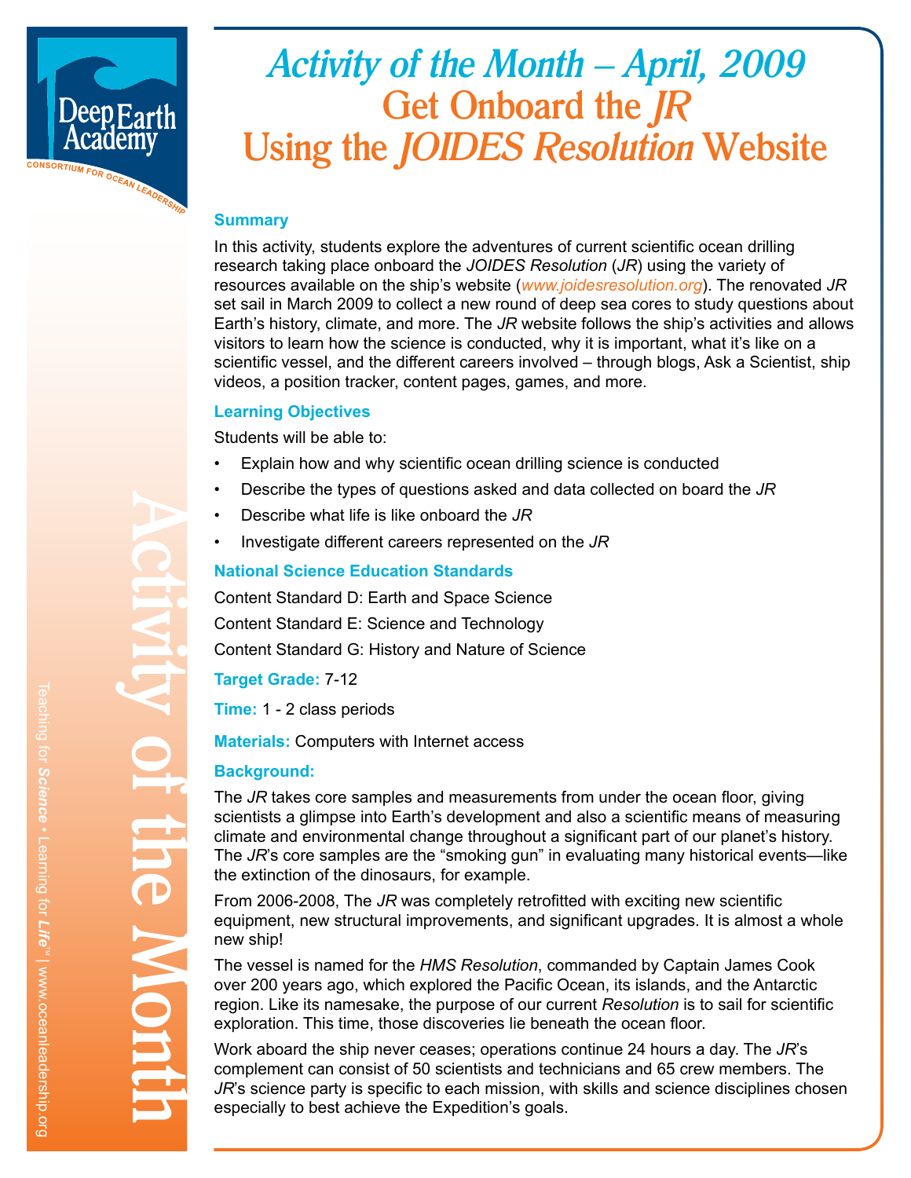# Activity of the Month – April, 2009

# Get Onboard the *JR* Using the *JOIDES Resolution* Website

### Summary

In this activity, students explore the adventures of current scientific ocean drilling research taking place onboard the *JOIDES Resolution* (*JR*) using the variety of resources available on the ship's website (*www.joidesresolution.org*). The renovated *JR* set sail in March 2009 to collect a new round of deep sea cores to study questions about Earth's history, climate, and more. The *JR* website follows the ship's activities and allows visitors to learn how the science is conducted, why it is important, what it's like on a scientific vessel, and the different careers involved – through blogs, Ask a Scientist, ship videos, a position tracker, content pages, games, and more.

### Learning Objectives

Students will be able to:

- Explain how and why scientific ocean drilling science is conducted
- Describe the types of questions asked and data collected on board the *JR*
- Describe what life is like onboard the *JR*
- Investigate different careers represented on the *JR*

### National Science Education Standards

Content Standard D: Earth and Space Science

Content Standard E: Science and Technology

Content Standard G: History and Nature of Science

**Target Grade:** 7-12

**Time:** 1 - 2 class periods

**Materials:** Computers with Internet access

### Background:

The *JR* takes core samples and measurements from under the ocean floor, giving scientists a glimpse into Earth's development and also a scientific means of measuring climate and environmental change throughout a significant part of our planet's history. The *JR*'s core samples are the "smoking gun" in evaluating many historical events—like the extinction of the dinosaurs, for example.

From 2006-2008, The *JR* was completely retrofitted with exciting new scientific equipment, new structural improvements, and significant upgrades. It is almost a whole new ship!

The vessel is named for the *HMS Resolution*, commanded by Captain James Cook over 200 years ago, which explored the Pacific Ocean, its islands, and the Antarctic region. Like its namesake, the purpose of our current *Resolution* is to sail for scientific exploration. This time, those discoveries lie beneath the ocean floor.

Work aboard the ship never ceases; operations continue 24 hours a day. The *JR*'s complement can consist of 50 scientists and technicians and 65 crew members. The *JR*'s science party is specific to each mission, with skills and science disciplines chosen especially to best achieve the Expedition's goals.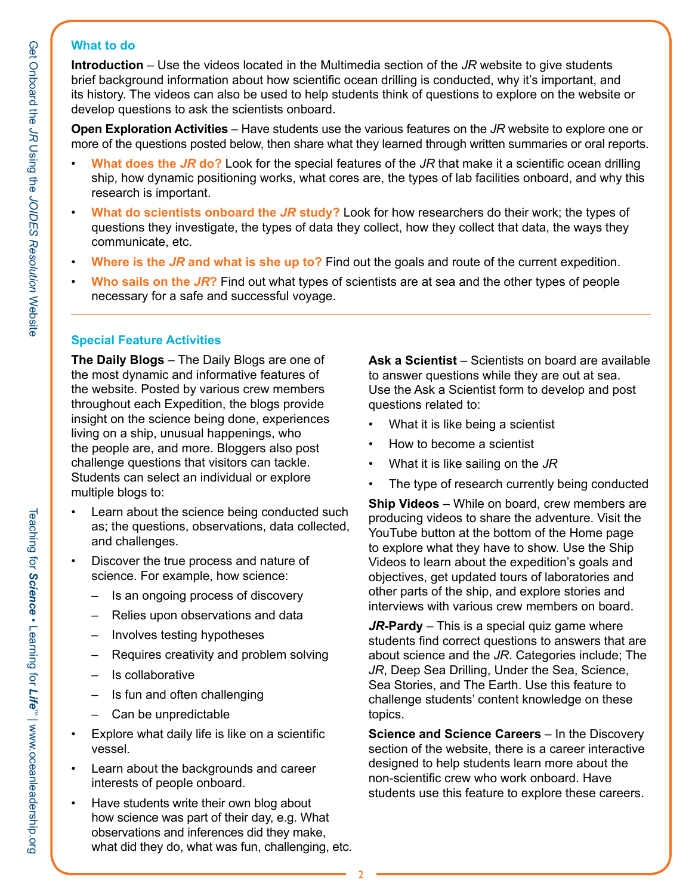## What to do

**Introduction** – Use the videos located in the Multimedia section of the *JR* website to give students brief background information about how scientific ocean drilling is conducted, why it's important, and its history. The videos can also be used to help students think of questions to explore on the website or develop questions to ask the scientists onboard.

**Open Exploration Activities** – Have students use the various features on the *JR* website to explore one or more of the questions posted below, then share what they learned through written summaries or oral reports.

- **What does the *JR* do?** Look for the special features of the *JR* that make it a scientific ocean drilling ship, how dynamic positioning works, what cores are, the types of lab facilities onboard, and why this research is important.
- **What do scientists onboard the *JR* study?** Look for how researchers do their work; the types of questions they investigate, the types of data they collect, how they collect that data, the ways they communicate, etc.
- **Where is the *JR* and what is she up to?** Find out the goals and route of the current expedition.
- **Who sails on the *JR*?** Find out what types of scientists are at sea and the other types of people necessary for a safe and successful voyage.

---

## Special Feature Activities

**The Daily Blogs** – The Daily Blogs are one of the most dynamic and informative features of the website. Posted by various crew members throughout each Expedition, the blogs provide insight on the science being done, experiences living on a ship, unusual happenings, who the people are, and more. Bloggers also post challenge questions that visitors can tackle. Students can select an individual or explore multiple blogs to:

- Learn about the science being conducted such as; the questions, observations, data collected, and challenges.
- Discover the true process and nature of science. For example, how science:
  - Is an ongoing process of discovery
  - Relies upon observations and data
  - Involves testing hypotheses
  - Requires creativity and problem solving
  - Is collaborative
  - Is fun and often challenging
  - Can be unpredictable
- Explore what daily life is like on a scientific vessel.
- Learn about the backgrounds and career interests of people onboard.
- Have students write their own blog about how science was part of their day, e.g. What observations and inferences did they make, what did they do, what was fun, challenging, etc.

**Ask a Scientist** – Scientists on board are available to answer questions while they are out at sea. Use the Ask a Scientist form to develop and post questions related to:

- What it is like being a scientist
- How to become a scientist
- What it is like sailing on the *JR*
- The type of research currently being conducted

**Ship Videos** – While on board, crew members are producing videos to share the adventure. Visit the YouTube button at the bottom of the Home page to explore what they have to show. Use the Ship Videos to learn about the expedition's goals and objectives, get updated tours of laboratories and other parts of the ship, and explore stories and interviews with various crew members on board.

***JR*-Pardy** – This is a special quiz game where students find correct questions to answers that are about science and the *JR*. Categories include; The *JR*, Deep Sea Drilling, Under the Sea, Science, Sea Stories, and The Earth. Use this feature to challenge students' content knowledge on these topics.

**Science and Science Careers** – In the Discovery section of the website, there is a career interactive designed to help students learn more about the non-scientific crew who work onboard. Have students use this feature to explore these careers.